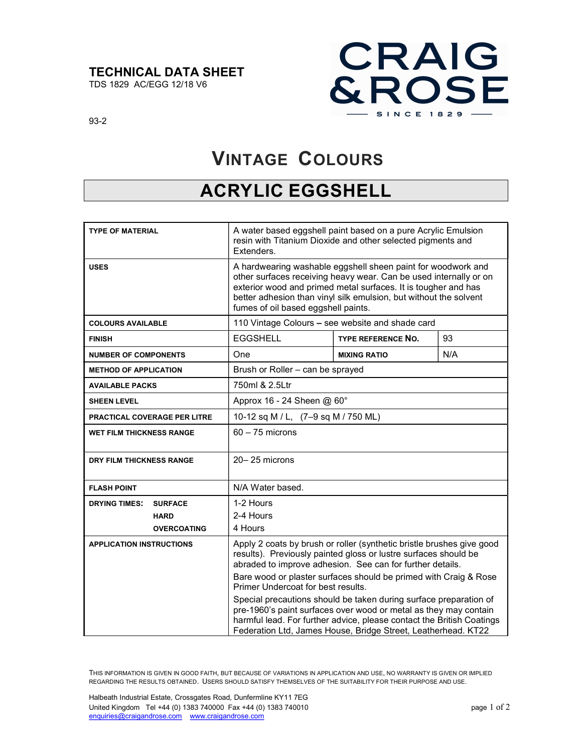**TECHNICAL DATA SHEET**
TDS 1829 AC/EGG 12/18 V6

93-2

CRAIG & ROSE
SINCE 1829

# VINTAGE COLOURS

# ACRYLIC EGGSHELL

| | | | |
|---|---|---|---|
| **TYPE OF MATERIAL** | A water based eggshell paint based on a pure Acrylic Emulsion resin with Titanium Dioxide and other selected pigments and Extenders. | | |
| **USES** | A hardwearing washable eggshell sheen paint for woodwork and other surfaces receiving heavy wear. Can be used internally or on exterior wood and primed metal surfaces. It is tougher and has better adhesion than vinyl silk emulsion, but without the solvent fumes of oil based eggshell paints. | | |
| **COLOURS AVAILABLE** | 110 Vintage Colours **–** see website and shade card | | |
| **FINISH** | EGGSHELL | **TYPE REFERENCE NO.** | 93 |
| **NUMBER OF COMPONENTS** | One | **MIXING RATIO** | N/A |
| **METHOD OF APPLICATION** | Brush or Roller – can be sprayed | | |
| **AVAILABLE PACKS** | 750ml & 2.5Ltr | | |
| **SHEEN LEVEL** | Approx 16 - 24 Sheen @ 60° | | |
| **PRACTICAL COVERAGE PER LITRE** | 10-12 sq M / L, (7–9 sq M / 750 ML) | | |
| **WET FILM THICKNESS RANGE** | 60 – 75 microns | | |
| **DRY FILM THICKNESS RANGE** | 20– 25 microns | | |
| **FLASH POINT** | N/A Water based. | | |
| **DRYING TIMES: SURFACE** | 1-2 Hours | | |
| **HARD** | 2-4 Hours | | |
| **OVERCOATING** | 4 Hours | | |
| **APPLICATION INSTRUCTIONS** | Apply 2 coats by brush or roller (synthetic bristle brushes give good results). Previously painted gloss or lustre surfaces should be abraded to improve adhesion. See can for further details.<br>Bare wood or plaster surfaces should be primed with Craig & Rose Primer Undercoat for best results.<br>Special precautions should be taken during surface preparation of pre-1960's paint surfaces over wood or metal as they may contain harmful lead. For further advice, please contact the British Coatings Federation Ltd, James House, Bridge Street, Leatherhead. KT22 | | |

THIS INFORMATION IS GIVEN IN GOOD FAITH, BUT BECAUSE OF VARIATIONS IN APPLICATION AND USE, NO WARRANTY IS GIVEN OR IMPLIED REGARDING THE RESULTS OBTAINED. USERS SHOULD SATISFY THEMSELVES OF THE SUITABILITY FOR THEIR PURPOSE AND USE.

Halbeath Industrial Estate, Crossgates Road, Dunfermline KY11 7EG
United Kingdom Tel +44 (0) 1383 740000 Fax +44 (0) 1383 740010
enquiries@craigandrose.com www.craigandrose.com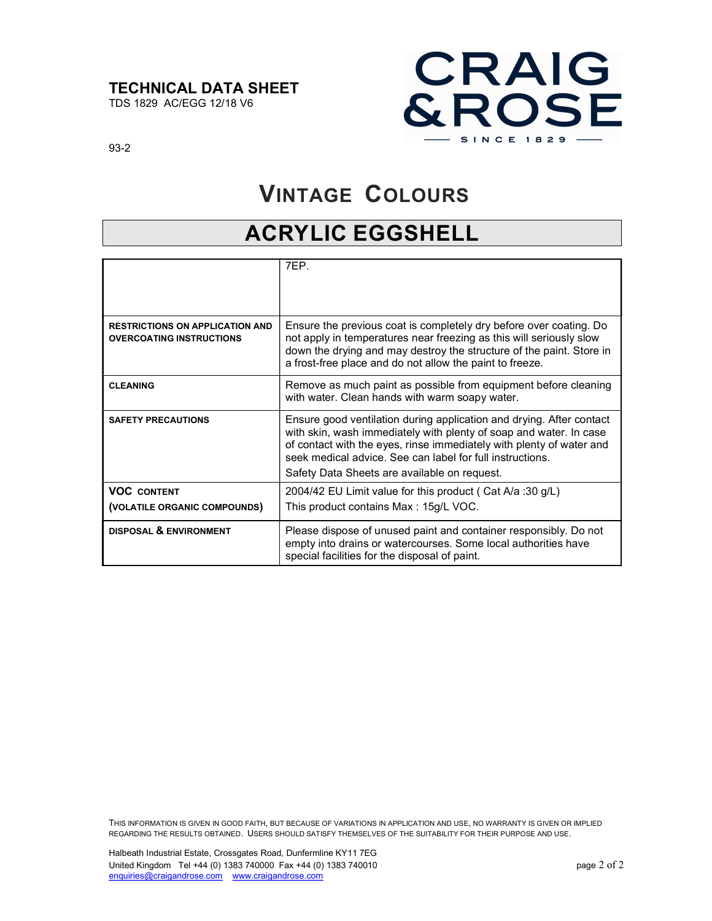TECHNICAL DATA SHEET

TDS 1829 AC/EGG 12/18 V6

93-2

# VINTAGE COLOURS

## ACRYLIC EGGSHELL

| | |
|---|---|
| | 7EP. |
| **RESTRICTIONS ON APPLICATION AND OVERCOATING INSTRUCTIONS** | Ensure the previous coat is completely dry before over coating. Do not apply in temperatures near freezing as this will seriously slow down the drying and may destroy the structure of the paint. Store in a frost-free place and do not allow the paint to freeze. |
| **CLEANING** | Remove as much paint as possible from equipment before cleaning with water. Clean hands with warm soapy water. |
| **SAFETY PRECAUTIONS** | Ensure good ventilation during application and drying. After contact with skin, wash immediately with plenty of soap and water. In case of contact with the eyes, rinse immediately with plenty of water and seek medical advice. See can label for full instructions. Safety Data Sheets are available on request. |
| **VOC CONTENT (VOLATILE ORGANIC COMPOUNDS)** | 2004/42 EU Limit value for this product ( Cat A/a :30 g/L) This product contains Max : 15g/L VOC. |
| **DISPOSAL & ENVIRONMENT** | Please dispose of unused paint and container responsibly. Do not empty into drains or watercourses. Some local authorities have special facilities for the disposal of paint. |

THIS INFORMATION IS GIVEN IN GOOD FAITH, BUT BECAUSE OF VARIATIONS IN APPLICATION AND USE, NO WARRANTY IS GIVEN OR IMPLIED REGARDING THE RESULTS OBTAINED. USERS SHOULD SATISFY THEMSELVES OF THE SUITABILITY FOR THEIR PURPOSE AND USE.

Halbeath Industrial Estate, Crossgates Road, Dunfermline KY11 7EG
United Kingdom Tel +44 (0) 1383 740000 Fax +44 (0) 1383 740010
enquiries@craigandrose.com www.craigandrose.com